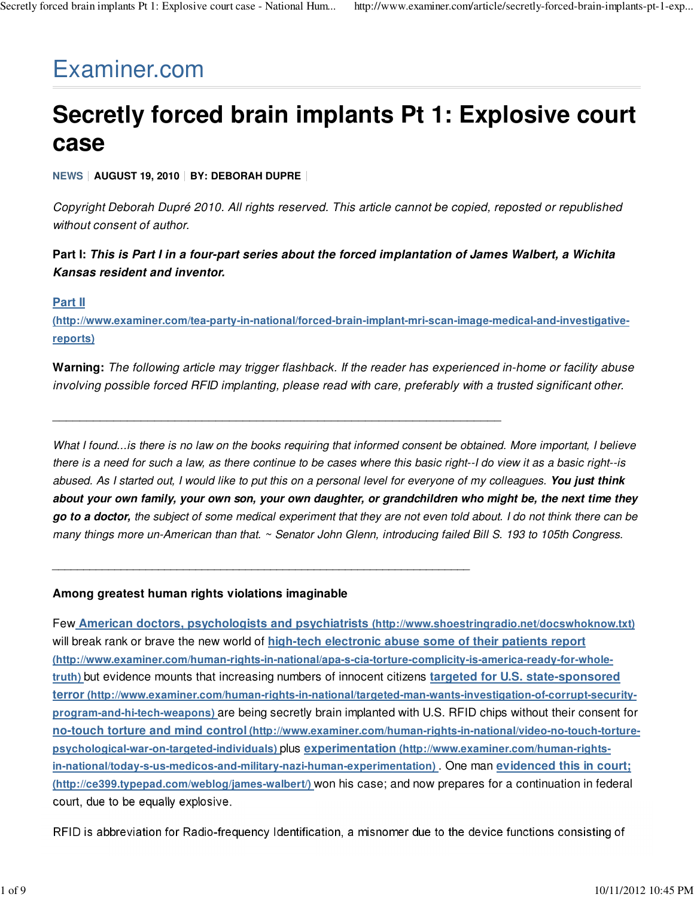Examiner.com

# Secretly forced brain implants Pt 1: Explosive court case

**NEWS** | **AUGUST 19, 2010** | **BY: DEBORAH DUPRE**

*Copyright Deborah Dupré 2010. All rights reserved. This article cannot be copied, reposted or republished without consent of author.*

**Part I: *This is Part I in a four-part series about the forced implantation of James Walbert, a Wichita Kansas resident and inventor.***

[**Part II (http://www.examiner.com/tea-party-in-national/forced-brain-implant-mri-scan-image-medical-and-investigative-reports)**](http://www.examiner.com/tea-party-in-national/forced-brain-implant-mri-scan-image-medical-and-investigative-reports)

**Warning:** *The following article may trigger flashback. If the reader has experienced in-home or facility abuse involving possible forced RFID implanting, please read with care, preferably with a trusted significant other.*

---

*What I found...is there is no law on the books requiring that informed consent be obtained. More important, I believe there is a need for such a law, as there continue to be cases where this basic right--I do view it as a basic right--is abused. As I started out, I would like to put this on a personal level for everyone of my colleagues.* ***You just think about your own family, your own son, your own daughter, or grandchildren who might be, the next time they go to a doctor,*** *the subject of some medical experiment that they are not even told about. I do not think there can be many things more un-American than that. ~ Senator John Glenn, introducing failed Bill S. 193 to 105th Congress.*

---

**Among greatest human rights violations imaginable**

Few [**American doctors, psychologists and psychiatrists (http://www.shoestringradio.net/docswhoknow.txt)**](http://www.shoestringradio.net/docswhoknow.txt) will break rank or brave the new world of [**high-tech electronic abuse some of their patients report (http://www.examiner.com/human-rights-in-national/apa-s-cia-torture-complicity-is-america-ready-for-whole-truth)**](http://www.examiner.com/human-rights-in-national/apa-s-cia-torture-complicity-is-america-ready-for-whole-truth) but evidence mounts that increasing numbers of innocent citizens [**targeted for U.S. state-sponsored terror (http://www.examiner.com/human-rights-in-national/targeted-man-wants-investigation-of-corrupt-security-program-and-hi-tech-weapons)**](http://www.examiner.com/human-rights-in-national/targeted-man-wants-investigation-of-corrupt-security-program-and-hi-tech-weapons) are being secretly brain implanted with U.S. RFID chips without their consent for [**no-touch torture and mind control (http://www.examiner.com/human-rights-in-national/video-no-touch-torture-psychological-war-on-targeted-individuals)**](http://www.examiner.com/human-rights-in-national/video-no-touch-torture-psychological-war-on-targeted-individuals) plus [**experimentation (http://www.examiner.com/human-rights-in-national/today-s-us-medicos-and-military-nazi-human-experimentation)**](http://www.examiner.com/human-rights-in-national/today-s-us-medicos-and-military-nazi-human-experimentation). One man [**evidenced this in court; (http://ce399.typepad.com/weblog/james-walbert/)**](http://ce399.typepad.com/weblog/james-walbert/) won his case; and now prepares for a continuation in federal court, due to be equally explosive.

RFID is abbreviation for Radio-frequency Identification, a misnomer due to the device functions consisting of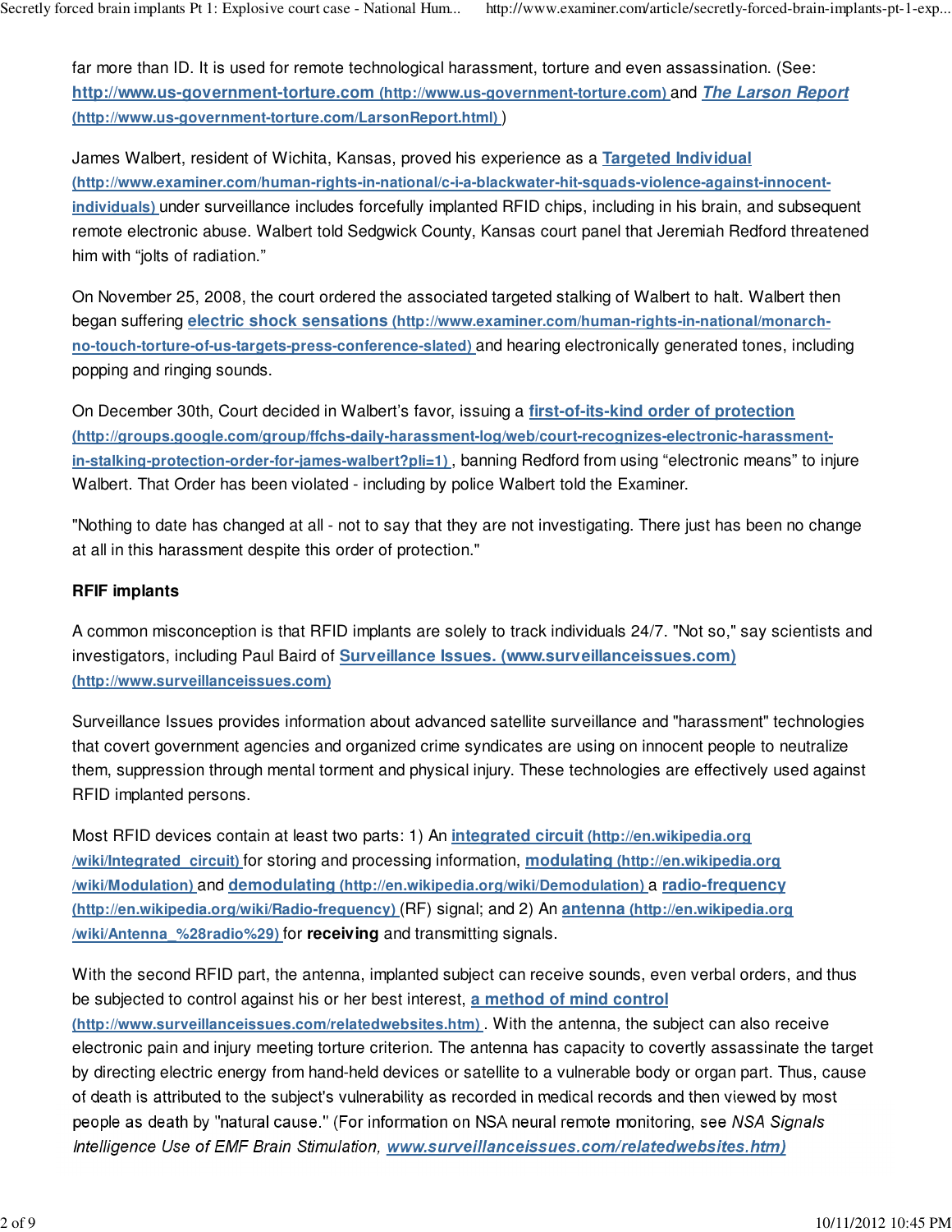far more than ID. It is used for remote technological harassment, torture and even assassination. (See: **http://www.us-government-torture.com** (http://www.us-government-torture.com) and ***The Larson Report*** (http://www.us-government-torture.com/LarsonReport.html) )

James Walbert, resident of Wichita, Kansas, proved his experience as a **Targeted Individual** (http://www.examiner.com/human-rights-in-national/c-i-a-blackwater-hit-squads-violence-against-innocent-individuals) under surveillance includes forcefully implanted RFID chips, including in his brain, and subsequent remote electronic abuse. Walbert told Sedgwick County, Kansas court panel that Jeremiah Redford threatened him with “jolts of radiation.”

On November 25, 2008, the court ordered the associated targeted stalking of Walbert to halt. Walbert then began suffering **electric shock sensations** (http://www.examiner.com/human-rights-in-national/monarch-no-touch-torture-of-us-targets-press-conference-slated) and hearing electronically generated tones, including popping and ringing sounds.

On December 30th, Court decided in Walbert’s favor, issuing a **first-of-its-kind order of protection** (http://groups.google.com/group/ffchs-daily-harassment-log/web/court-recognizes-electronic-harassment-in-stalking-protection-order-for-james-walbert?pli=1) , banning Redford from using “electronic means” to injure Walbert. That Order has been violated - including by police Walbert told the Examiner.

"Nothing to date has changed at all - not to say that they are not investigating. There just has been no change at all in this harassment despite this order of protection."

**RFIF implants**

A common misconception is that RFID implants are solely to track individuals 24/7. "Not so," say scientists and investigators, including Paul Baird of **Surveillance Issues. (www.surveillanceissues.com)** (http://www.surveillanceissues.com)

Surveillance Issues provides information about advanced satellite surveillance and "harassment" technologies that covert government agencies and organized crime syndicates are using on innocent people to neutralize them, suppression through mental torment and physical injury. These technologies are effectively used against RFID implanted persons.

Most RFID devices contain at least two parts: 1) An **integrated circuit** (http://en.wikipedia.org/wiki/Integrated_circuit) for storing and processing information, **modulating** (http://en.wikipedia.org/wiki/Modulation) and **demodulating** (http://en.wikipedia.org/wiki/Demodulation) a **radio-frequency** (http://en.wikipedia.org/wiki/Radio-frequency) (RF) signal; and 2) An **antenna** (http://en.wikipedia.org/wiki/Antenna_%28radio%29) for **receiving** and transmitting signals.

With the second RFID part, the antenna, implanted subject can receive sounds, even verbal orders, and thus be subjected to control against his or her best interest, **a method of mind control** (http://www.surveillanceissues.com/relatedwebsites.htm) . With the antenna, the subject can also receive electronic pain and injury meeting torture criterion. The antenna has capacity to covertly assassinate the target by directing electric energy from hand-held devices or satellite to a vulnerable body or organ part. Thus, cause of death is attributed to the subject's vulnerability as recorded in medical records and then viewed by most people as death by "natural cause." (For information on NSA neural remote monitoring, see *NSA Signals Intelligence Use of EMF Brain Stimulation*, ***www.surveillanceissues.com/relatedwebsites.htm)***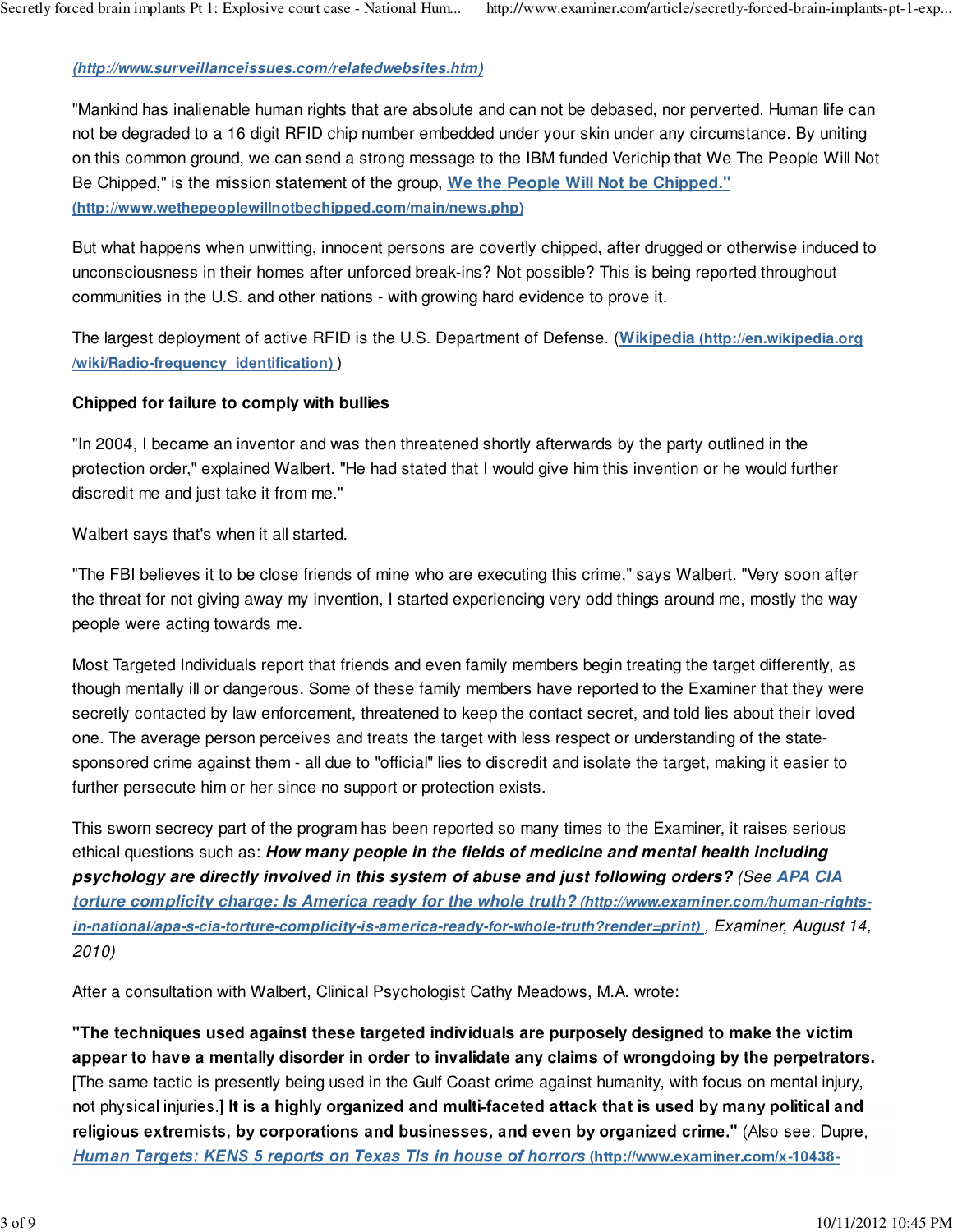*(http://www.surveillanceissues.com/relatedwebsites.htm)*

"Mankind has inalienable human rights that are absolute and can not be debased, nor perverted. Human life can not be degraded to a 16 digit RFID chip number embedded under your skin under any circumstance. By uniting on this common ground, we can send a strong message to the IBM funded Verichip that We The People Will Not Be Chipped," is the mission statement of the group, **We the People Will Not be Chipped." (http://www.wethepeoplewillnotbechipped.com/main/news.php)**

But what happens when unwitting, innocent persons are covertly chipped, after drugged or otherwise induced to unconsciousness in their homes after unforced break-ins? Not possible? This is being reported throughout communities in the U.S. and other nations - with growing hard evidence to prove it.

The largest deployment of active RFID is the U.S. Department of Defense. (**Wikipedia (http://en.wikipedia.org/wiki/Radio-frequency_identification)** )

**Chipped for failure to comply with bullies**

"In 2004, I became an inventor and was then threatened shortly afterwards by the party outlined in the protection order," explained Walbert. "He had stated that I would give him this invention or he would further discredit me and just take it from me."

Walbert says that's when it all started.

"The FBI believes it to be close friends of mine who are executing this crime," says Walbert. "Very soon after the threat for not giving away my invention, I started experiencing very odd things around me, mostly the way people were acting towards me.

Most Targeted Individuals report that friends and even family members begin treating the target differently, as though mentally ill or dangerous. Some of these family members have reported to the Examiner that they were secretly contacted by law enforcement, threatened to keep the contact secret, and told lies about their loved one. The average person perceives and treats the target with less respect or understanding of the state-sponsored crime against them - all due to "official" lies to discredit and isolate the target, making it easier to further persecute him or her since no support or protection exists.

This sworn secrecy part of the program has been reported so many times to the Examiner, it raises serious ethical questions such as: ***How many people in the fields of medicine and mental health including psychology are directly involved in this system of abuse and just following orders?*** *(See **APA CIA torture complicity charge: Is America ready for the whole truth? (http://www.examiner.com/human-rights-in-national/apa-s-cia-torture-complicity-is-america-ready-for-whole-truth?render=print)** , Examiner, August 14, 2010)*

After a consultation with Walbert, Clinical Psychologist Cathy Meadows, M.A. wrote:

**"The techniques used against these targeted individuals are purposely designed to make the victim appear to have a mentally disorder in order to invalidate any claims of wrongdoing by the perpetrators.** [The same tactic is presently being used in the Gulf Coast crime against humanity, with focus on mental injury, not physical injuries.] **It is a highly organized and multi-faceted attack that is used by many political and religious extremists, by corporations and businesses, and even by organized crime."** (Also see: Dupre, *Human Targets: KENS 5 reports on Texas TIs in house of horrors* **(http://www.examiner.com/x-10438-**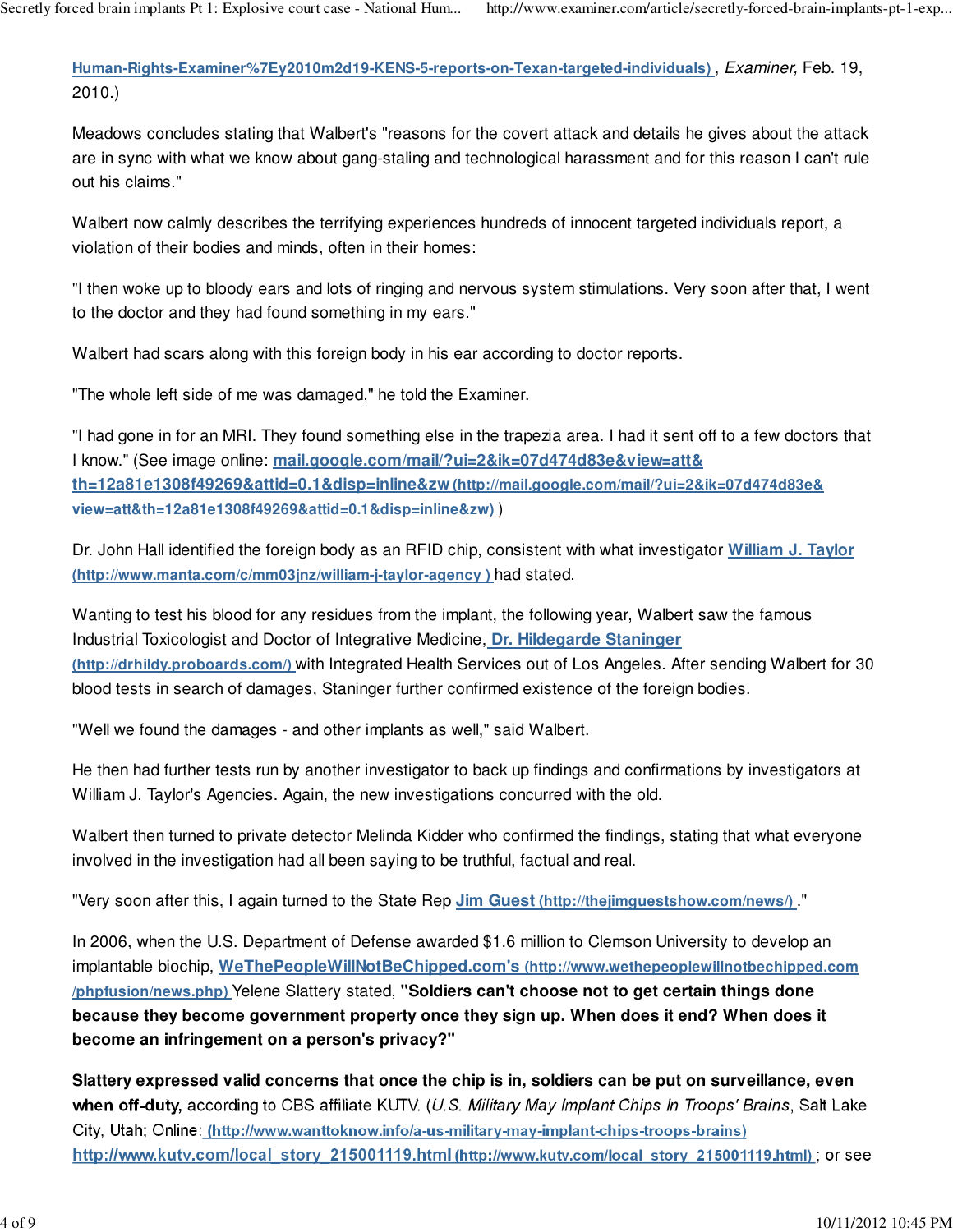Human-Rights-Examiner%7Ey2010m2d19-KENS-5-reports-on-Texan-targeted-individuals) , *Examiner,* Feb. 19, 2010.)

Meadows concludes stating that Walbert's "reasons for the covert attack and details he gives about the attack are in sync with what we know about gang-staling and technological harassment and for this reason I can't rule out his claims."

Walbert now calmly describes the terrifying experiences hundreds of innocent targeted individuals report, a violation of their bodies and minds, often in their homes:

"I then woke up to bloody ears and lots of ringing and nervous system stimulations. Very soon after that, I went to the doctor and they had found something in my ears."

Walbert had scars along with this foreign body in his ear according to doctor reports.

"The whole left side of me was damaged," he told the Examiner.

"I had gone in for an MRI. They found something else in the trapezia area. I had it sent off to a few doctors that I know." (See image online: mail.google.com/mail/?ui=2&ik=07d474d83e&view=att&th=12a81e1308f49269&attid=0.1&disp=inline&zw (http://mail.google.com/mail/?ui=2&ik=07d474d83e&view=att&th=12a81e1308f49269&attid=0.1&disp=inline&zw) )

Dr. John Hall identified the foreign body as an RFID chip, consistent with what investigator **William J. Taylor** (http://www.manta.com/c/mm03jnz/william-j-taylor-agency ) had stated.

Wanting to test his blood for any residues from the implant, the following year, Walbert saw the famous Industrial Toxicologist and Doctor of Integrative Medicine, **Dr. Hildegarde Staninger** (http://drhildy.proboards.com/) with Integrated Health Services out of Los Angeles. After sending Walbert for 30 blood tests in search of damages, Staninger further confirmed existence of the foreign bodies.

"Well we found the damages - and other implants as well," said Walbert.

He then had further tests run by another investigator to back up findings and confirmations by investigators at William J. Taylor's Agencies. Again, the new investigations concurred with the old.

Walbert then turned to private detector Melinda Kidder who confirmed the findings, stating that what everyone involved in the investigation had all been saying to be truthful, factual and real.

"Very soon after this, I again turned to the State Rep **Jim Guest** (http://thejimguestshow.com/news/) ."

In 2006, when the U.S. Department of Defense awarded $1.6 million to Clemson University to develop an implantable biochip, **WeThePeopleWillNotBeChipped.com's** (http://www.wethepeoplewillnotbechipped.com/phpfusion/news.php) Yelene Slattery stated, **"Soldiers can't choose not to get certain things done because they become government property once they sign up. When does it end? When does it become an infringement on a person's privacy?"**

**Slattery expressed valid concerns that once the chip is in, soldiers can be put on surveillance, even when off-duty,** according to CBS affiliate KUTV. (*U.S. Military May Implant Chips In Troops' Brains*, Salt Lake City, Utah; Online: (http://www.wanttoknow.info/a-us-military-may-implant-chips-troops-brains) http://www.kutv.com/local_story_215001119.html (http://www.kutv.com/local_story_215001119.html) ; or see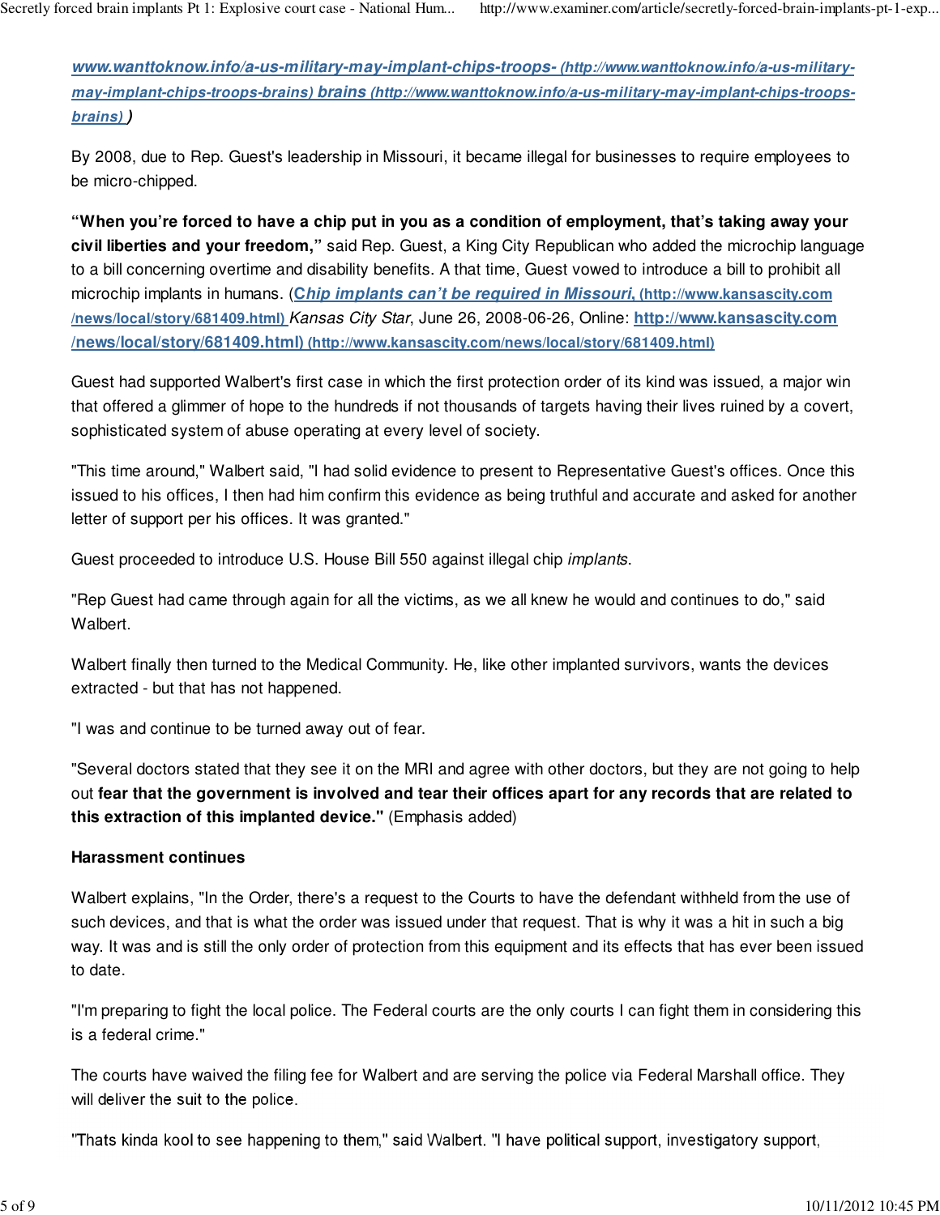**www.wanttoknow.info/a-us-military-may-implant-chips-troops-** **(http://www.wanttoknow.info/a-us-military-may-implant-chips-troops-brains)** **brains** **(http://www.wanttoknow.info/a-us-military-may-implant-chips-troops-brains)** **)**

By 2008, due to Rep. Guest's leadership in Missouri, it became illegal for businesses to require employees to be micro-chipped.

**"When you're forced to have a chip put in you as a condition of employment, that's taking away your civil liberties and your freedom,"** said Rep. Guest, a King City Republican who added the microchip language to a bill concerning overtime and disability benefits. A that time, Guest vowed to introduce a bill to prohibit all microchip implants in humans. (***Chip implants can't be required in Missouri,*** **(http://www.kansascity.com/news/local/story/681409.html)** *Kansas City Star*, June 26, 2008-06-26, Online: **http://www.kansascity.com/news/local/story/681409.html)** **(http://www.kansascity.com/news/local/story/681409.html)**

Guest had supported Walbert's first case in which the first protection order of its kind was issued, a major win that offered a glimmer of hope to the hundreds if not thousands of targets having their lives ruined by a covert, sophisticated system of abuse operating at every level of society.

"This time around," Walbert said, "I had solid evidence to present to Representative Guest's offices. Once this issued to his offices, I then had him confirm this evidence as being truthful and accurate and asked for another letter of support per his offices. It was granted."

Guest proceeded to introduce U.S. House Bill 550 against illegal chip *implants*.

"Rep Guest had came through again for all the victims, as we all knew he would and continues to do," said Walbert.

Walbert finally then turned to the Medical Community. He, like other implanted survivors, wants the devices extracted - but that has not happened.

"I was and continue to be turned away out of fear.

"Several doctors stated that they see it on the MRI and agree with other doctors, but they are not going to help out **fear that the government is involved and tear their offices apart for any records that are related to this extraction of this implanted device."** (Emphasis added)

**Harassment continues**

Walbert explains, "In the Order, there's a request to the Courts to have the defendant withheld from the use of such devices, and that is what the order was issued under that request. That is why it was a hit in such a big way. It was and is still the only order of protection from this equipment and its effects that has ever been issued to date.

"I'm preparing to fight the local police. The Federal courts are the only courts I can fight them in considering this is a federal crime."

The courts have waived the filing fee for Walbert and are serving the police via Federal Marshall office. They will deliver the suit to the police.

"Thats kinda kool to see happening to them," said Walbert. "I have political support, investigatory support,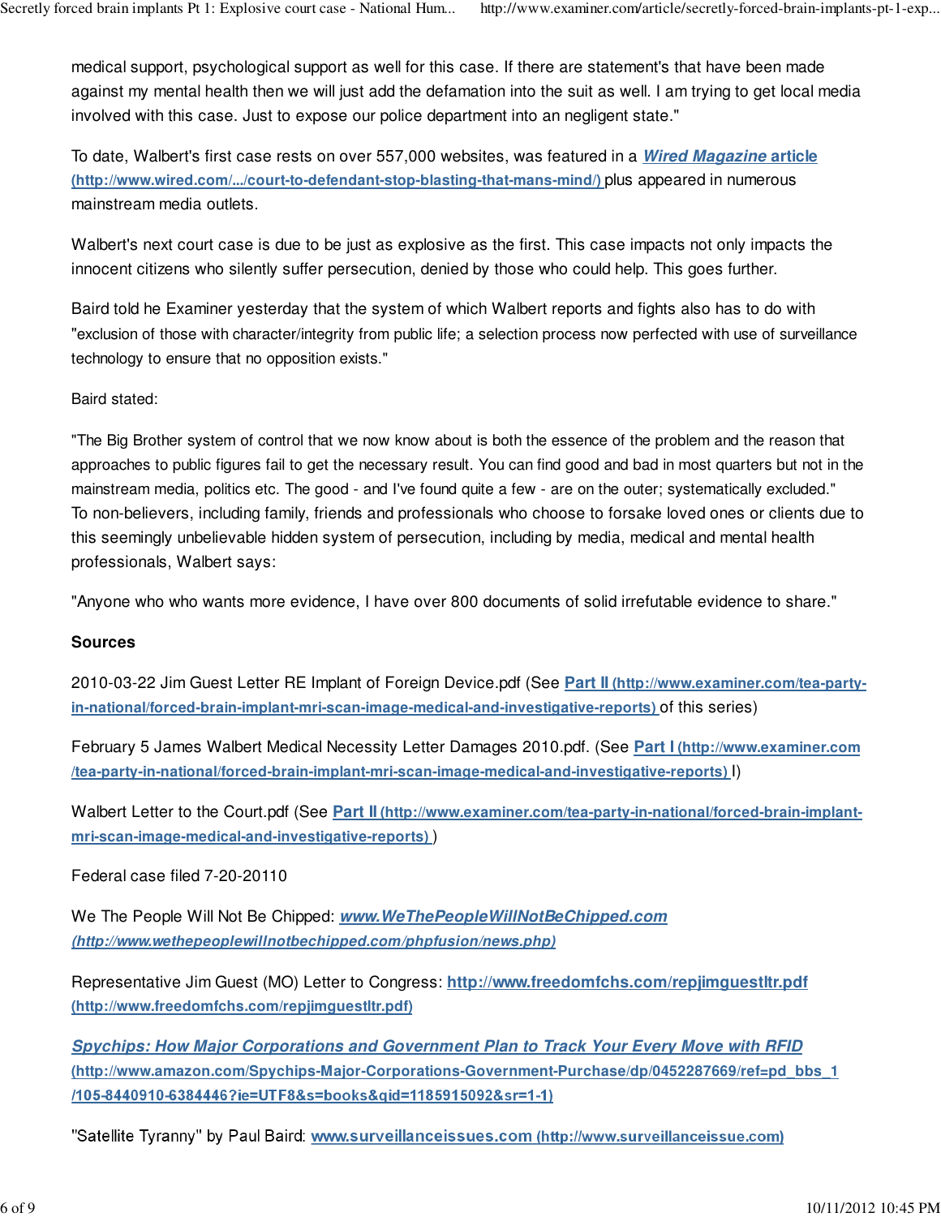medical support, psychological support as well for this case. If there are statement's that have been made against my mental health then we will just add the defamation into the suit as well. I am trying to get local media involved with this case. Just to expose our police department into an negligent state."

To date, Walbert's first case rests on over 557,000 websites, was featured in a ***Wired Magazine* article** **(http://www.wired.com/.../court-to-defendant-stop-blasting-that-mans-mind/)** plus appeared in numerous mainstream media outlets.

Walbert's next court case is due to be just as explosive as the first. This case impacts not only impacts the innocent citizens who silently suffer persecution, denied by those who could help. This goes further.

Baird told he Examiner yesterday that the system of which Walbert reports and fights also has to do with "exclusion of those with character/integrity from public life; a selection process now perfected with use of surveillance technology to ensure that no opposition exists."

Baird stated:

"The Big Brother system of control that we now know about is both the essence of the problem and the reason that approaches to public figures fail to get the necessary result. You can find good and bad in most quarters but not in the mainstream media, politics etc. The good - and I've found quite a few - are on the outer; systematically excluded."
To non-believers, including family, friends and professionals who choose to forsake loved ones or clients due to this seemingly unbelievable hidden system of persecution, including by media, medical and mental health professionals, Walbert says:

"Anyone who who wants more evidence, I have over 800 documents of solid irrefutable evidence to share."

**Sources**

2010-03-22 Jim Guest Letter RE Implant of Foreign Device.pdf (See **Part II (http://www.examiner.com/tea-party-in-national/forced-brain-implant-mri-scan-image-medical-and-investigative-reports)** of this series)

February 5 James Walbert Medical Necessity Letter Damages 2010.pdf. (See **Part I (http://www.examiner.com/tea-party-in-national/forced-brain-implant-mri-scan-image-medical-and-investigative-reports)** I)

Walbert Letter to the Court.pdf (See **Part II (http://www.examiner.com/tea-party-in-national/forced-brain-implant-mri-scan-image-medical-and-investigative-reports)** )

Federal case filed 7-20-20110

We The People Will Not Be Chipped: ***www.WeThePeopleWillNotBeChipped.com*** ***(http://www.wethepeoplewillnotbechipped.com/phpfusion/news.php)***

Representative Jim Guest (MO) Letter to Congress: **http://www.freedomfchs.com/repjimguestltr.pdf** **(http://www.freedomfchs.com/repjimguestltr.pdf)**

***Spychips: How Major Corporations and Government Plan to Track Your Every Move with RFID*** **(http://www.amazon.com/Spychips-Major-Corporations-Government-Purchase/dp/0452287669/ref=pd_bbs_1/105-8440910-6384446?ie=UTF8&s=books&qid=1185915092&sr=1-1)**

"Satellite Tyranny" by Paul Baird: **www.surveillanceissues.com (http://www.surveillanceissue.com)**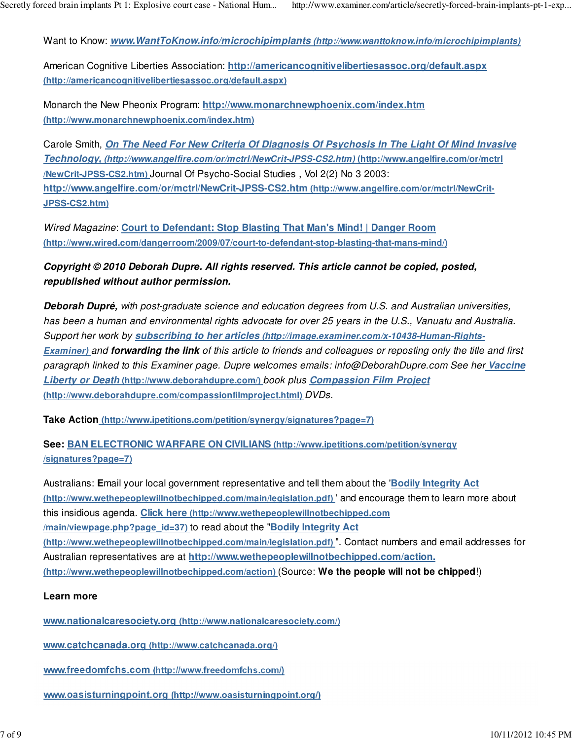Want to Know: ***www.WantToKnow.info/microchipimplants* (http://www.wanttoknow.info/microchipimplants)**

American Cognitive Liberties Association: **http://americancognitivelibertiesassoc.org/default.aspx (http://americancognitivelibertiesassoc.org/default.aspx)**

Monarch the New Pheonix Program: **http://www.monarchnewphoenix.com/index.htm (http://www.monarchnewphoenix.com/index.htm)**

Carole Smith, ***On The Need For New Criteria Of Diagnosis Of Psychosis In The Light Of Mind Invasive Technology*, (http://www.angelfire.com/or/mctrl/NewCrit-JPSS-CS2.htm) (http://www.angelfire.com/or/mctrl/NewCrit-JPSS-CS2.htm)** Journal Of Psycho-Social Studies , Vol 2(2) No 3 2003: **http://www.angelfire.com/or/mctrl/NewCrit-JPSS-CS2.htm (http://www.angelfire.com/or/mctrl/NewCrit-JPSS-CS2.htm)**

*Wired Magazine*: **Court to Defendant: Stop Blasting That Man's Mind! | Danger Room (http://www.wired.com/dangerroom/2009/07/court-to-defendant-stop-blasting-that-mans-mind/)**

***Copyright © 2010 Deborah Dupre. All rights reserved. This article cannot be copied, posted, republished without author permission.***

***Deborah Dupré,*** *with post-graduate science and education degrees from U.S. and Australian universities, has been a human and environmental rights advocate for over 25 years in the U.S., Vanuatu and Australia. Support her work by* ***subscribing to her articles (http://image.examiner.com/x-10438-Human-Rights-Examiner)*** *and* ***forwarding the link*** *of this article to friends and colleagues or reposting only the title and first paragraph linked to this Examiner page. Dupre welcomes emails: info@DeborahDupre.com See her* ***Vaccine Liberty or Death*** **(http://www.deborahdupre.com/)** *book plus* ***Compassion Film Project*** **(http://www.deborahdupre.com/compassionfilmproject.html)** *DVDs.*

**Take Action (http://www.ipetitions.com/petition/synergy/signatures?page=7)**

**See: BAN ELECTRONIC WARFARE ON CIVILIANS (http://www.ipetitions.com/petition/synergy/signatures?page=7)**

Australians: **E**mail your local government representative and tell them about the '**Bodily Integrity Act (http://www.wethepeoplewillnotbechipped.com/main/legislation.pdf)**' and encourage them to learn more about this insidious agenda. **Click here (http://www.wethepeoplewillnotbechipped.com/main/viewpage.php?page_id=37)** to read about the "**Bodily Integrity Act (http://www.wethepeoplewillnotbechipped.com/main/legislation.pdf)**". Contact numbers and email addresses for Australian representatives are at **http://www.wethepeoplewillnotbechipped.com/action. (http://www.wethepeoplewillnotbechipped.com/action)** (Source: **We the people will not be chipped**!)

**Learn more**

**www.nationalcaresociety.org (http://www.nationalcaresociety.com/)**

**www.catchcanada.org (http://www.catchcanada.org/)**

**www.freedomfchs.com (http://www.freedomfchs.com/)**

**www.oasisturningpoint.org (http://www.oasisturningpoint.org/)**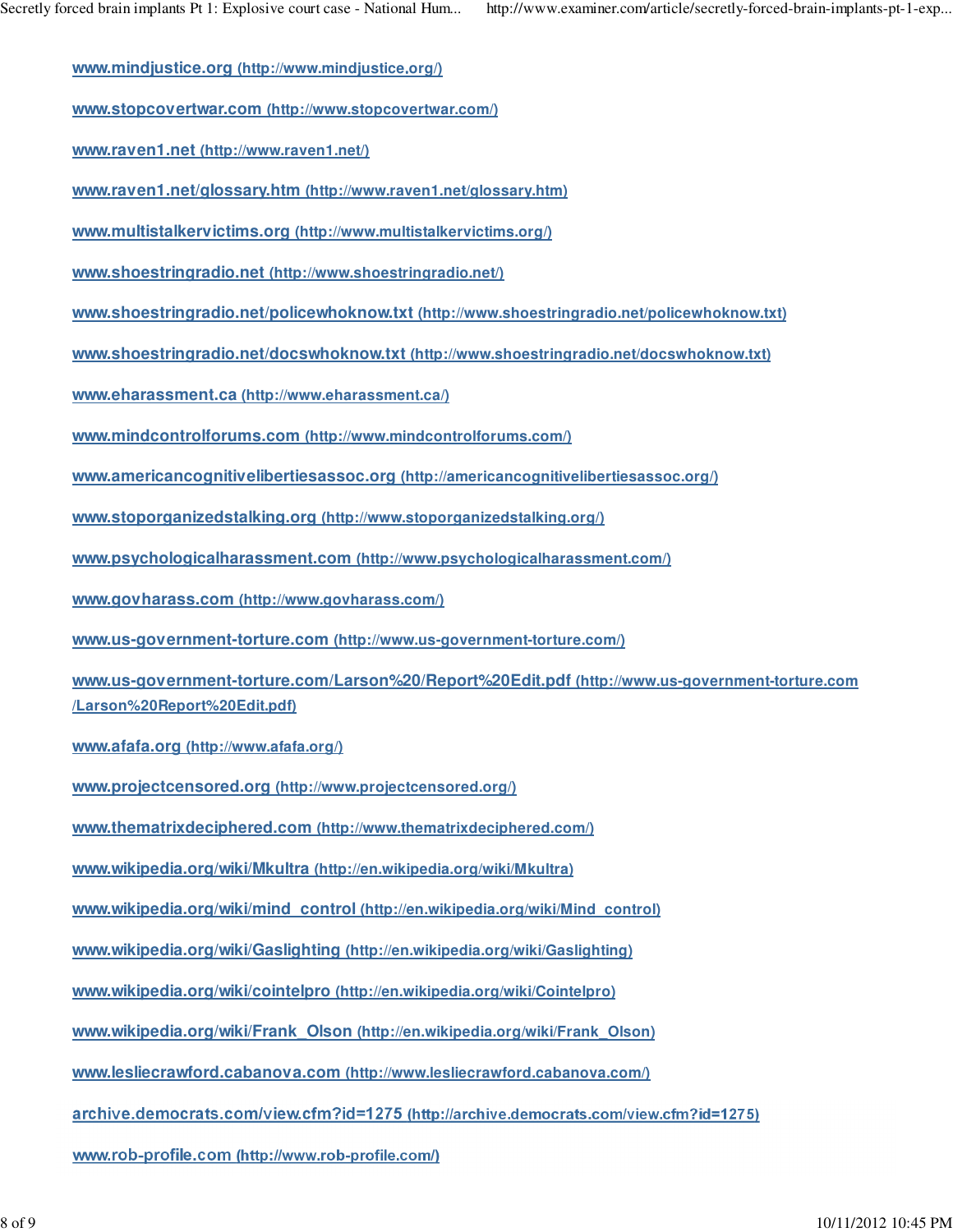www.mindjustice.org (http://www.mindjustice.org/)

www.stopcovertwar.com (http://www.stopcovertwar.com/)

www.raven1.net (http://www.raven1.net/)

www.raven1.net/glossary.htm (http://www.raven1.net/glossary.htm)

www.multistalkervictims.org (http://www.multistalkervictims.org/)

www.shoestringradio.net (http://www.shoestringradio.net/)

www.shoestringradio.net/policewhoknow.txt (http://www.shoestringradio.net/policewhoknow.txt)

www.shoestringradio.net/docswhoknow.txt (http://www.shoestringradio.net/docswhoknow.txt)

www.eharassment.ca (http://www.eharassment.ca/)

www.mindcontrolforums.com (http://www.mindcontrolforums.com/)

www.americancognitivelibertiesassoc.org (http://americancognitivelibertiesassoc.org/)

www.stoporganizedstalking.org (http://www.stoporganizedstalking.org/)

www.psychologicalharassment.com (http://www.psychologicalharassment.com/)

www.govharass.com (http://www.govharass.com/)

www.us-government-torture.com (http://www.us-government-torture.com/)

www.us-government-torture.com/Larson%20/Report%20Edit.pdf (http://www.us-government-torture.com/Larson%20Report%20Edit.pdf)

www.afafa.org (http://www.afafa.org/)

www.projectcensored.org (http://www.projectcensored.org/)

www.thematrixdeciphered.com (http://www.thematrixdeciphered.com/)

www.wikipedia.org/wiki/Mkultra (http://en.wikipedia.org/wiki/Mkultra)

www.wikipedia.org/wiki/mind_control (http://en.wikipedia.org/wiki/Mind_control)

www.wikipedia.org/wiki/Gaslighting (http://en.wikipedia.org/wiki/Gaslighting)

www.wikipedia.org/wiki/cointelpro (http://en.wikipedia.org/wiki/Cointelpro)

www.wikipedia.org/wiki/Frank_Olson (http://en.wikipedia.org/wiki/Frank_Olson)

www.lesliecrawford.cabanova.com (http://www.lesliecrawford.cabanova.com/)

archive.democrats.com/view.cfm?id=1275 (http://archive.democrats.com/view.cfm?id=1275)

www.rob-profile.com (http://www.rob-profile.com/)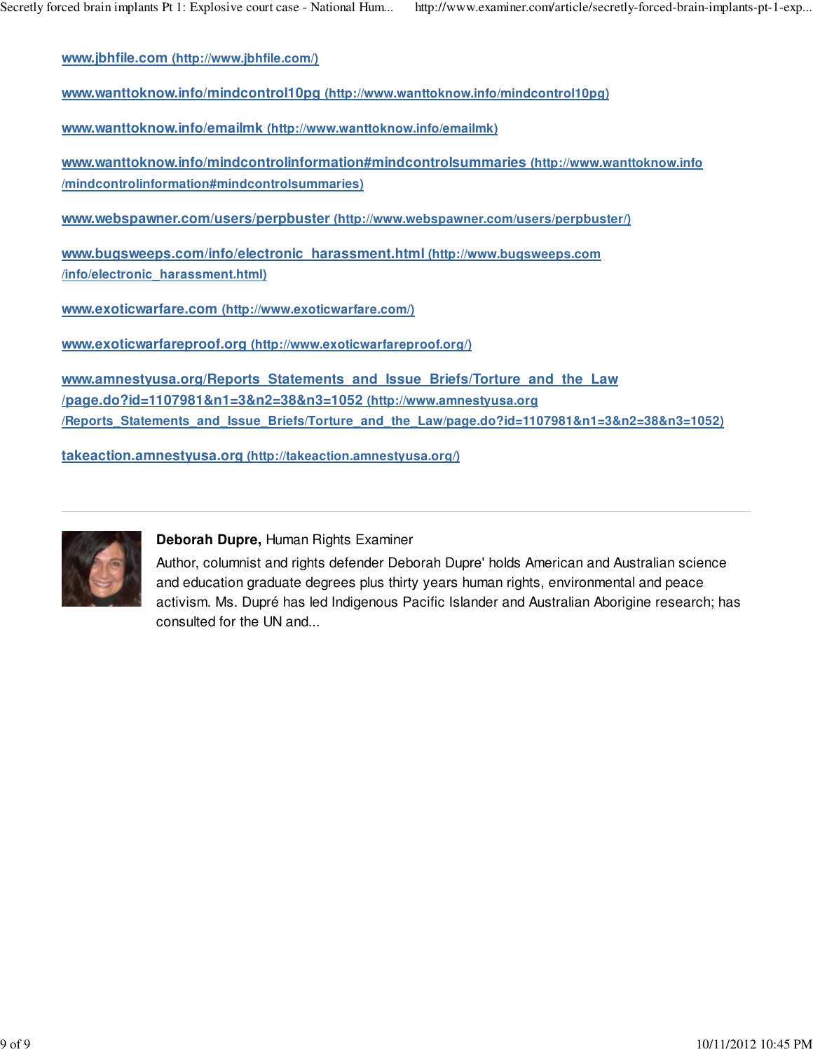www.jbhfile.com (http://www.jbhfile.com/)

www.wanttoknow.info/mindcontrol10pg (http://www.wanttoknow.info/mindcontrol10pg)

www.wanttoknow.info/emailmk (http://www.wanttoknow.info/emailmk)

www.wanttoknow.info/mindcontrolinformation#mindcontrolsummaries (http://www.wanttoknow.info/mindcontrolinformation#mindcontrolsummaries)

www.webspawner.com/users/perpbuster (http://www.webspawner.com/users/perpbuster/)

www.bugsweeps.com/info/electronic_harassment.html (http://www.bugsweeps.com/info/electronic_harassment.html)

www.exoticwarfare.com (http://www.exoticwarfare.com/)

www.exoticwarfareproof.org (http://www.exoticwarfareproof.org/)

www.amnestyusa.org/Reports_Statements_and_Issue_Briefs/Torture_and_the_Law/page.do?id=1107981&n1=3&n2=38&n3=1052 (http://www.amnestyusa.org/Reports_Statements_and_Issue_Briefs/Torture_and_the_Law/page.do?id=1107981&n1=3&n2=38&n3=1052)

takeaction.amnestyusa.org (http://takeaction.amnestyusa.org/)

---

**Deborah Dupre,** Human Rights Examiner

Author, columnist and rights defender Deborah Dupre' holds American and Australian science and education graduate degrees plus thirty years human rights, environmental and peace activism. Ms. Dupré has led Indigenous Pacific Islander and Australian Aborigine research; has consulted for the UN and...